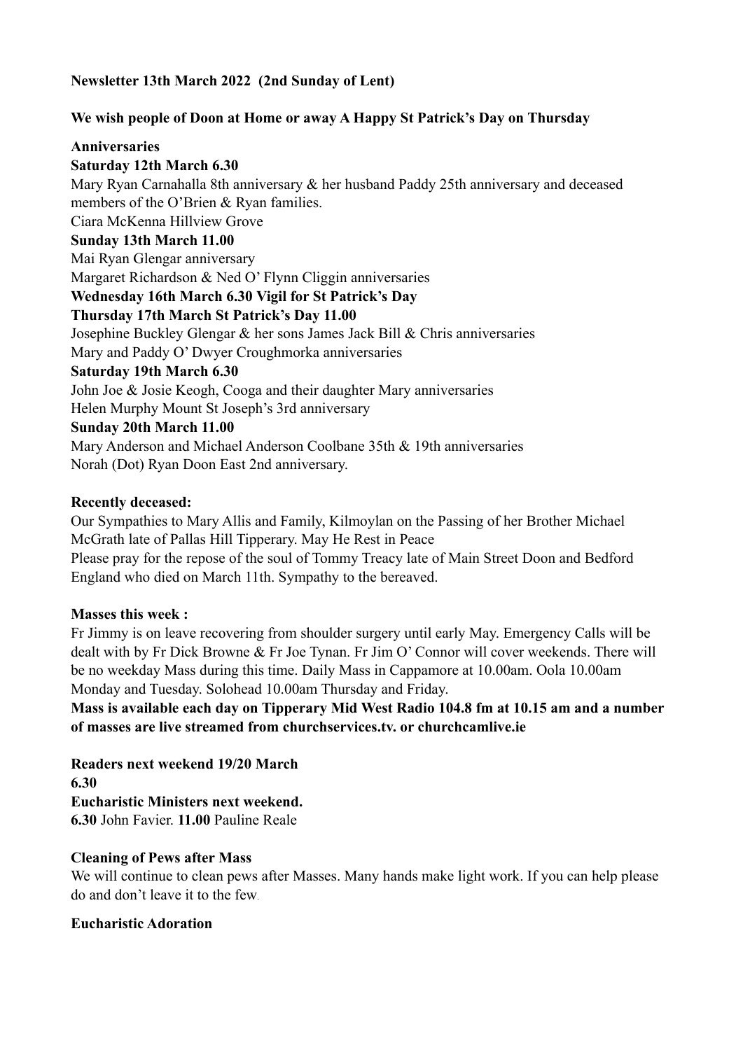**Newsletter 13th March 2022 (2nd Sunday of Lent)**

**We wish people of Doon at Home or away A Happy St Patrick's Day on Thursday**

**Anniversaries**

**Saturday 12th March 6.30**

Mary Ryan Carnahalla 8th anniversary & her husband Paddy 25th anniversary and deceased members of the O'Brien & Ryan families.

Ciara McKenna Hillview Grove

**Sunday 13th March 11.00**

Mai Ryan Glengar anniversary

Margaret Richardson & Ned O' Flynn Cliggin anniversaries

**Wednesday 16th March 6.30 Vigil for St Patrick's Day**

**Thursday 17th March St Patrick's Day 11.00**

Josephine Buckley Glengar & her sons James Jack Bill & Chris anniversaries

Mary and Paddy O' Dwyer Croughmorka anniversaries

**Saturday 19th March 6.30**

John Joe & Josie Keogh, Cooga and their daughter Mary anniversaries

Helen Murphy Mount St Joseph's 3rd anniversary

**Sunday 20th March 11.00**

Mary Anderson and Michael Anderson Coolbane 35th & 19th anniversaries

Norah (Dot) Ryan Doon East 2nd anniversary.

**Recently deceased:**

Our Sympathies to Mary Allis and Family, Kilmoylan on the Passing of her Brother Michael McGrath late of Pallas Hill Tipperary. May He Rest in Peace

Please pray for the repose of the soul of Tommy Treacy late of Main Street Doon and Bedford England who died on March 11th. Sympathy to the bereaved.

**Masses this week :**

Fr Jimmy is on leave recovering from shoulder surgery until early May. Emergency Calls will be dealt with by Fr Dick Browne & Fr Joe Tynan. Fr Jim O' Connor will cover weekends. There will be no weekday Mass during this time. Daily Mass in Cappamore at 10.00am. Oola 10.00am Monday and Tuesday. Solohead 10.00am Thursday and Friday.

**Mass is available each day on Tipperary Mid West Radio 104.8 fm at 10.15 am and a number of masses are live streamed from churchservices.tv. or churchcamlive.ie**

**Readers next weekend 19/20 March**

**6.30**

**Eucharistic Ministers next weekend.**

**6.30** John Favier. **11.00** Pauline Reale

**Cleaning of Pews after Mass**

We will continue to clean pews after Masses. Many hands make light work. If you can help please do and don't leave it to the few.

**Eucharistic Adoration**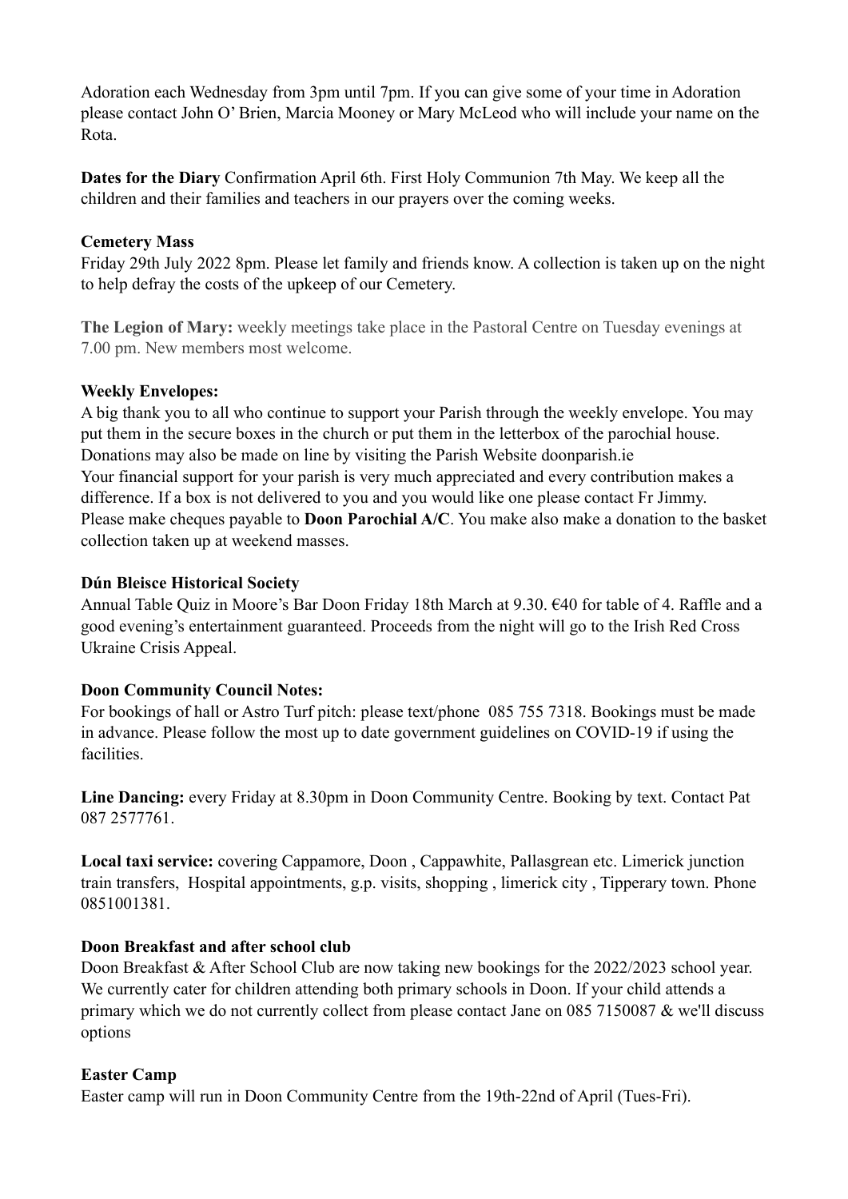Adoration each Wednesday from 3pm until 7pm. If you can give some of your time in Adoration please contact John O' Brien, Marcia Mooney or Mary McLeod who will include your name on the Rota.

**Dates for the Diary** Confirmation April 6th. First Holy Communion 7th May. We keep all the children and their families and teachers in our prayers over the coming weeks.

**Cemetery Mass**
Friday 29th July 2022 8pm. Please let family and friends know. A collection is taken up on the night to help defray the costs of the upkeep of our Cemetery.

**The Legion of Mary:** weekly meetings take place in the Pastoral Centre on Tuesday evenings at 7.00 pm. New members most welcome.

**Weekly Envelopes:**
A big thank you to all who continue to support your Parish through the weekly envelope. You may put them in the secure boxes in the church or put them in the letterbox of the parochial house. Donations may also be made on line by visiting the Parish Website doonparish.ie
Your financial support for your parish is very much appreciated and every contribution makes a difference. If a box is not delivered to you and you would like one please contact Fr Jimmy. Please make cheques payable to **Doon Parochial A/C**. You make also make a donation to the basket collection taken up at weekend masses.

**Dún Bleisce Historical Society**
Annual Table Quiz in Moore's Bar Doon Friday 18th March at 9.30. €40 for table of 4. Raffle and a good evening's entertainment guaranteed. Proceeds from the night will go to the Irish Red Cross Ukraine Crisis Appeal.

**Doon Community Council Notes:**
For bookings of hall or Astro Turf pitch: please text/phone 085 755 7318. Bookings must be made in advance. Please follow the most up to date government guidelines on COVID-19 if using the facilities.

**Line Dancing:** every Friday at 8.30pm in Doon Community Centre. Booking by text. Contact Pat 087 2577761.

**Local taxi service:** covering Cappamore, Doon , Cappawhite, Pallasgrean etc. Limerick junction train transfers, Hospital appointments, g.p. visits, shopping , limerick city , Tipperary town. Phone 0851001381.

**Doon Breakfast and after school club**
Doon Breakfast & After School Club are now taking new bookings for the 2022/2023 school year. We currently cater for children attending both primary schools in Doon. If your child attends a primary which we do not currently collect from please contact Jane on 085 7150087 & we'll discuss options

**Easter Camp**
Easter camp will run in Doon Community Centre from the 19th-22nd of April (Tues-Fri).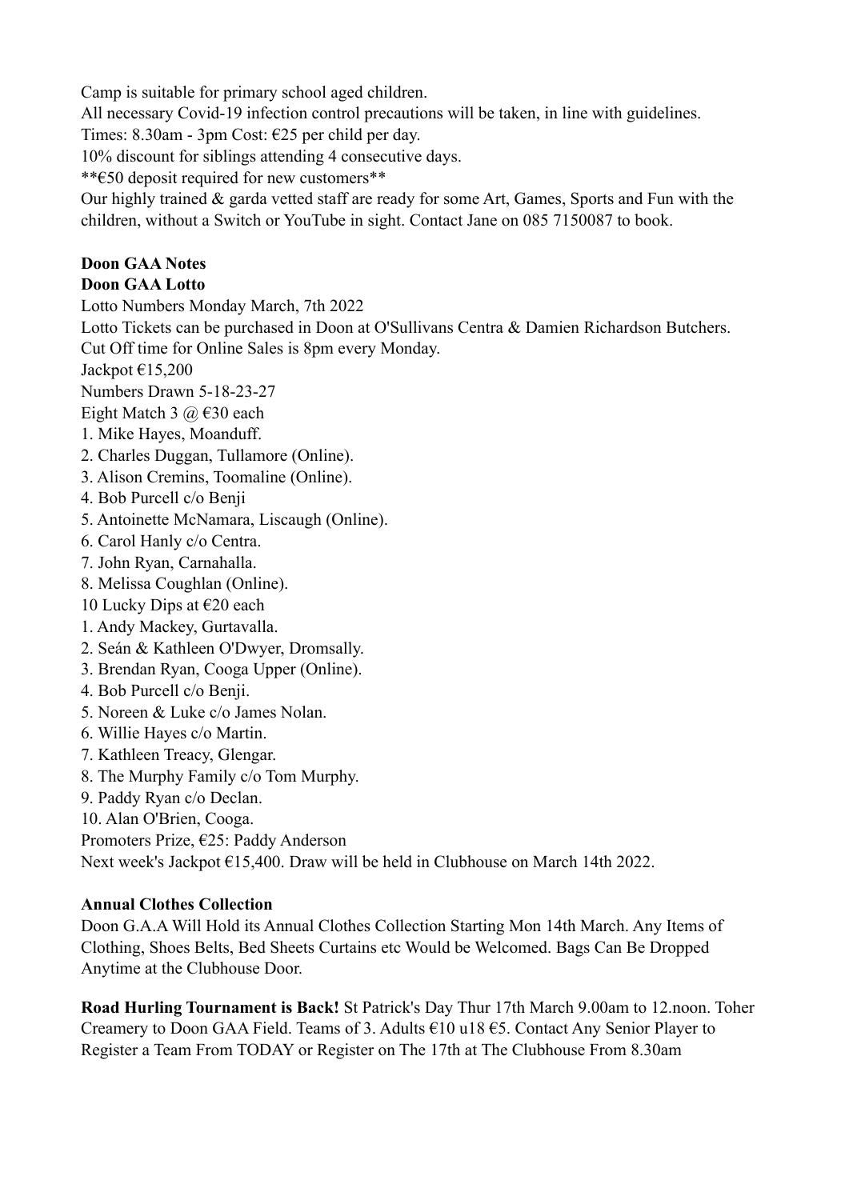Camp is suitable for primary school aged children.
All necessary Covid-19 infection control precautions will be taken, in line with guidelines.
Times: 8.30am - 3pm Cost: €25 per child per day.
10% discount for siblings attending 4 consecutive days.
**€50 deposit required for new customers**
Our highly trained & garda vetted staff are ready for some Art, Games, Sports and Fun with the children, without a Switch or YouTube in sight. Contact Jane on 085 7150087 to book.

**Doon GAA Notes**

**Doon GAA Lotto**

Lotto Numbers Monday March, 7th 2022
Lotto Tickets can be purchased in Doon at O'Sullivans Centra & Damien Richardson Butchers.
Cut Off time for Online Sales is 8pm every Monday.
Jackpot €15,200
Numbers Drawn 5-18-23-27
Eight Match 3 @ €30 each

1. Mike Hayes, Moanduff.
2. Charles Duggan, Tullamore (Online).
3. Alison Cremins, Toomaline (Online).
4. Bob Purcell c/o Benji
5. Antoinette McNamara, Liscaugh (Online).
6. Carol Hanly c/o Centra.
7. John Ryan, Carnahalla.
8. Melissa Coughlan (Online).

10 Lucky Dips at €20 each

1. Andy Mackey, Gurtavalla.
2. Seán & Kathleen O'Dwyer, Dromsally.
3. Brendan Ryan, Cooga Upper (Online).
4. Bob Purcell c/o Benji.
5. Noreen & Luke c/o James Nolan.
6. Willie Hayes c/o Martin.
7. Kathleen Treacy, Glengar.
8. The Murphy Family c/o Tom Murphy.
9. Paddy Ryan c/o Declan.
10. Alan O'Brien, Cooga.

Promoters Prize, €25: Paddy Anderson
Next week's Jackpot €15,400. Draw will be held in Clubhouse on March 14th 2022.

**Annual Clothes Collection**

Doon G.A.A Will Hold its Annual Clothes Collection Starting Mon 14th March. Any Items of Clothing, Shoes Belts, Bed Sheets Curtains etc Would be Welcomed. Bags Can Be Dropped Anytime at the Clubhouse Door.

**Road Hurling Tournament is Back!** St Patrick's Day Thur 17th March 9.00am to 12.noon. Toher Creamery to Doon GAA Field. Teams of 3. Adults €10 u18 €5. Contact Any Senior Player to Register a Team From TODAY or Register on The 17th at The Clubhouse From 8.30am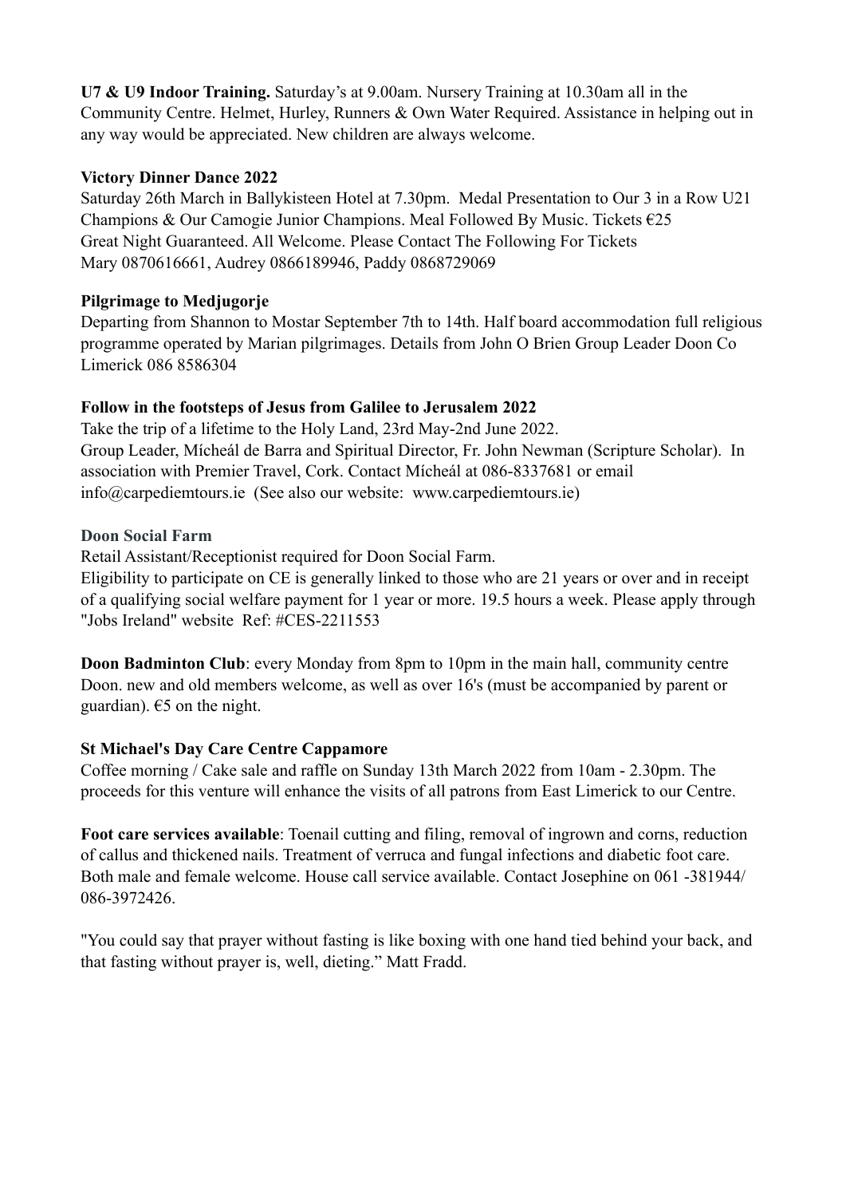**U7 & U9 Indoor Training.** Saturday's at 9.00am. Nursery Training at 10.30am all in the Community Centre. Helmet, Hurley, Runners & Own Water Required. Assistance in helping out in any way would be appreciated. New children are always welcome.

**Victory Dinner Dance 2022**

Saturday 26th March in Ballykisteen Hotel at 7.30pm. Medal Presentation to Our 3 in a Row U21 Champions & Our Camogie Junior Champions. Meal Followed By Music. Tickets €25
Great Night Guaranteed. All Welcome. Please Contact The Following For Tickets
Mary 0870616661, Audrey 0866189946, Paddy 0868729069

**Pilgrimage to Medjugorje**

Departing from Shannon to Mostar September 7th to 14th. Half board accommodation full religious programme operated by Marian pilgrimages. Details from John O Brien Group Leader Doon Co Limerick 086 8586304

**Follow in the footsteps of Jesus from Galilee to Jerusalem 2022**

Take the trip of a lifetime to the Holy Land, 23rd May-2nd June 2022.
Group Leader, Mícheál de Barra and Spiritual Director, Fr. John Newman (Scripture Scholar). In association with Premier Travel, Cork. Contact Mícheál at 086-8337681 or email info@carpediemtours.ie (See also our website: www.carpediemtours.ie)

**Doon Social Farm**

Retail Assistant/Receptionist required for Doon Social Farm.
Eligibility to participate on CE is generally linked to those who are 21 years or over and in receipt of a qualifying social welfare payment for 1 year or more. 19.5 hours a week. Please apply through "Jobs Ireland" website Ref: #CES-2211553

**Doon Badminton Club**: every Monday from 8pm to 10pm in the main hall, community centre Doon. new and old members welcome, as well as over 16's (must be accompanied by parent or guardian). €5 on the night.

**St Michael's Day Care Centre Cappamore**

Coffee morning / Cake sale and raffle on Sunday 13th March 2022 from 10am - 2.30pm. The proceeds for this venture will enhance the visits of all patrons from East Limerick to our Centre.

**Foot care services available**: Toenail cutting and filing, removal of ingrown and corns, reduction of callus and thickened nails. Treatment of verruca and fungal infections and diabetic foot care. Both male and female welcome. House call service available. Contact Josephine on 061 -381944/ 086-3972426.

"You could say that prayer without fasting is like boxing with one hand tied behind your back, and that fasting without prayer is, well, dieting." Matt Fradd.